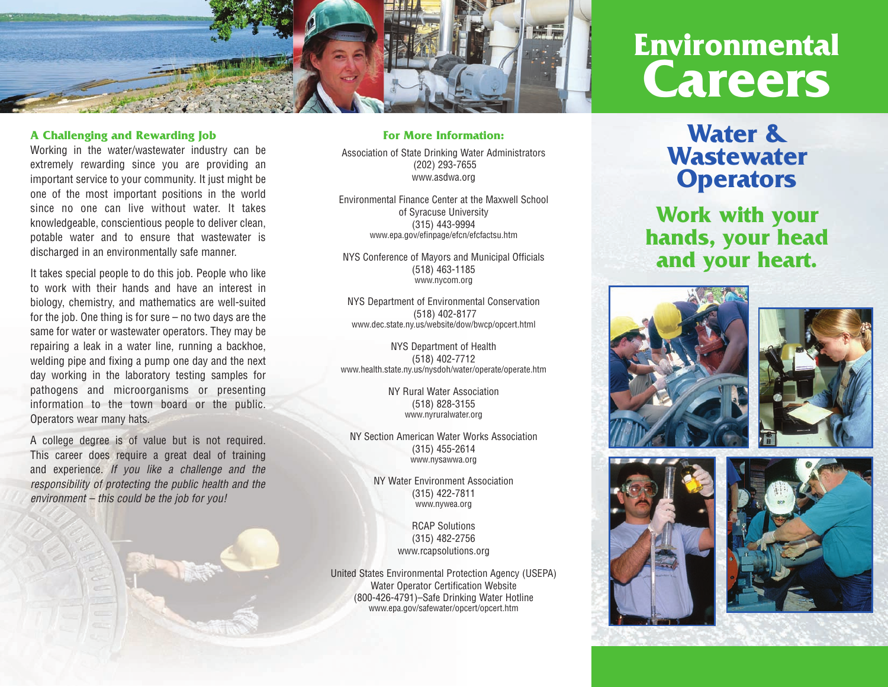# Environmental Careers

## Water & Wastewater Operators

### Work with your hands, your head and your heart.

### A Challenging and Rewarding Job

Working in the water/wastewater industry can be extremely rewarding since you are providing an important service to your community. It just might be one of the most important positions in the world since no one can live without water. It takes knowledgeable, conscientious people to deliver clean, potable water and to ensure that wastewater is discharged in an environmentally safe manner.

It takes special people to do this job. People who like to work with their hands and have an interest in biology, chemistry, and mathematics are well-suited for the job. One thing is for sure – no two days are the same for water or wastewater operators. They may be repairing a leak in a water line, running a backhoe, welding pipe and fixing a pump one day and the next day working in the laboratory testing samples for pathogens and microorganisms or presenting information to the town board or the public. Operators wear many hats.

A college degree is of value but is not required. This career does require a great deal of training and experience. *If you like a challenge and the responsibility of protecting the public health and the environment – this could be the job for you!*

### For More Information:

Association of State Drinking Water Administrators
(202) 293-7655
www.asdwa.org

Environmental Finance Center at the Maxwell School of Syracuse University
(315) 443-9994
www.epa.gov/efinpage/efcn/efcfactsu.htm

NYS Conference of Mayors and Municipal Officials
(518) 463-1185
www.nycom.org

NYS Department of Environmental Conservation
(518) 402-8177
www.dec.state.ny.us/website/dow/bwcp/opcert.html

NYS Department of Health
(518) 402-7712
www.health.state.ny.us/nysdoh/water/operate/operate.htm

NY Rural Water Association
(518) 828-3155
www.nyruralwater.org

NY Section American Water Works Association
(315) 455-2614
www.nysawwa.org

NY Water Environment Association
(315) 422-7811
www.nywea.org

RCAP Solutions
(315) 482-2756
www.rcapsolutions.org

United States Environmental Protection Agency (USEPA)
Water Operator Certification Website
(800-426-4791)–Safe Drinking Water Hotline
www.epa.gov/safewater/opcert/opcert.htm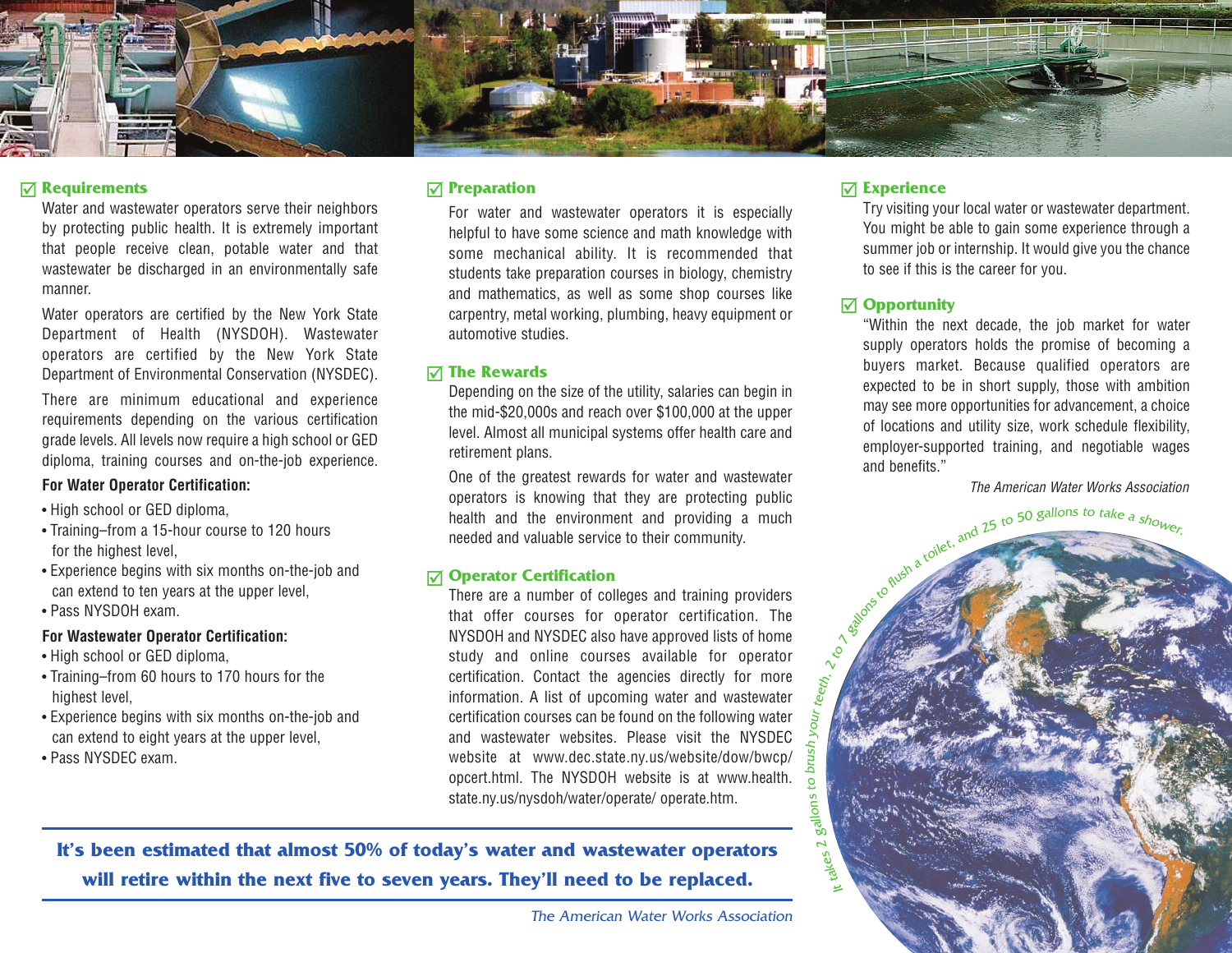## ☑ Requirements

Water and wastewater operators serve their neighbors by protecting public health. It is extremely important that people receive clean, potable water and that wastewater be discharged in an environmentally safe manner.

Water operators are certified by the New York State Department of Health (NYSDOH). Wastewater operators are certified by the New York State Department of Environmental Conservation (NYSDEC).

There are minimum educational and experience requirements depending on the various certification grade levels. All levels now require a high school or GED diploma, training courses and on-the-job experience.

**For Water Operator Certification:**

- High school or GED diploma,
- Training–from a 15-hour course to 120 hours for the highest level,
- Experience begins with six months on-the-job and can extend to ten years at the upper level,
- Pass NYSDOH exam.

**For Wastewater Operator Certification:**

- High school or GED diploma,
- Training–from 60 hours to 170 hours for the highest level,
- Experience begins with six months on-the-job and can extend to eight years at the upper level,
- Pass NYSDEC exam.

## ☑ Preparation

For water and wastewater operators it is especially helpful to have some science and math knowledge with some mechanical ability. It is recommended that students take preparation courses in biology, chemistry and mathematics, as well as some shop courses like carpentry, metal working, plumbing, heavy equipment or automotive studies.

## ☑ The Rewards

Depending on the size of the utility, salaries can begin in the mid-$20,000s and reach over $100,000 at the upper level. Almost all municipal systems offer health care and retirement plans.

One of the greatest rewards for water and wastewater operators is knowing that they are protecting public health and the environment and providing a much needed and valuable service to their community.

## ☑ Operator Certification

There are a number of colleges and training providers that offer courses for operator certification. The NYSDOH and NYSDEC also have approved lists of home study and online courses available for operator certification. Contact the agencies directly for more information. A list of upcoming water and wastewater certification courses can be found on the following water and wastewater websites. Please visit the NYSDEC website at www.dec.state.ny.us/website/dow/bwcp/opcert.html. The NYSDOH website is at www.health.state.ny.us/nysdoh/water/operate/ operate.htm.

**It's been estimated that almost 50% of today's water and wastewater operators will retire within the next five to seven years. They'll need to be replaced.**

*The American Water Works Association*

## ☑ Experience

Try visiting your local water or wastewater department. You might be able to gain some experience through a summer job or internship. It would give you the chance to see if this is the career for you.

## ☑ Opportunity

"Within the next decade, the job market for water supply operators holds the promise of becoming a buyers market. Because qualified operators are expected to be in short supply, those with ambition may see more opportunities for advancement, a choice of locations and utility size, work schedule flexibility, employer-supported training, and negotiable wages and benefits."

*The American Water Works Association*

*It takes 2 gallons to brush your teeth, 2 to 7 gallons to flush a toilet, and 25 to 50 gallons to take a shower.*